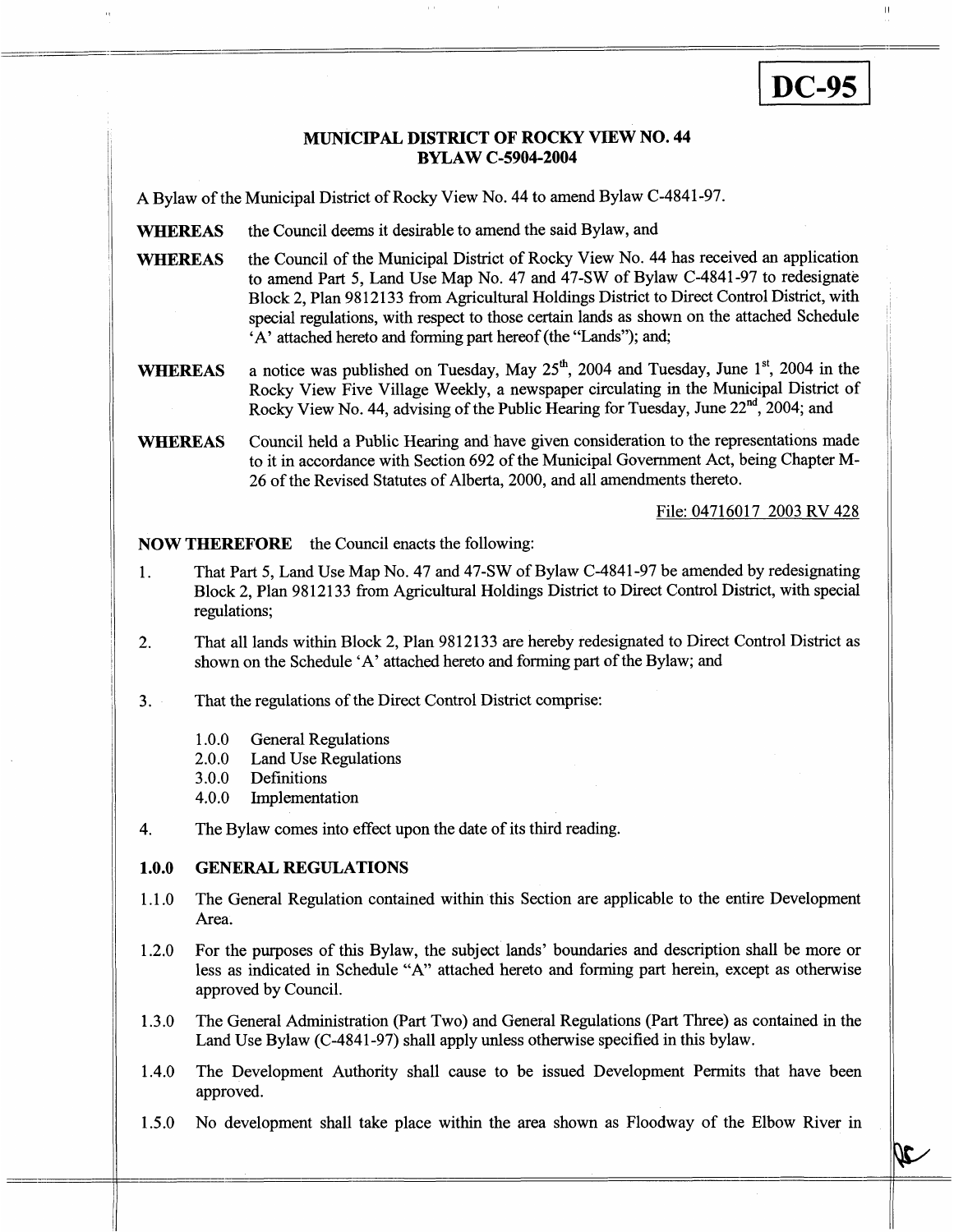**DC-95**

# MUNICIPAL DISTRICT OF ROCKY VIEW NO. 44
## BYLAW C-5904-2004

A Bylaw of the Municipal District of Rocky View No. 44 to amend Bylaw C-4841-97.

**WHEREAS** the Council deems it desirable to amend the said Bylaw, and

**WHEREAS** the Council of the Municipal District of Rocky View No. 44 has received an application to amend Part 5, Land Use Map No. 47 and 47-SW of Bylaw C-4841-97 to redesignate Block 2, Plan 9812133 from Agricultural Holdings District to Direct Control District, with special regulations, with respect to those certain lands as shown on the attached Schedule 'A' attached hereto and forming part hereof (the "Lands"); and;

**WHEREAS** a notice was published on Tuesday, May 25th, 2004 and Tuesday, June 1st, 2004 in the Rocky View Five Village Weekly, a newspaper circulating in the Municipal District of Rocky View No. 44, advising of the Public Hearing for Tuesday, June 22nd, 2004; and

**WHEREAS** Council held a Public Hearing and have given consideration to the representations made to it in accordance with Section 692 of the Municipal Government Act, being Chapter M-26 of the Revised Statutes of Alberta, 2000, and all amendments thereto.

File: 04716017 2003 RV 428

**NOW THEREFORE** the Council enacts the following:

1. That Part 5, Land Use Map No. 47 and 47-SW of Bylaw C-4841-97 be amended by redesignating Block 2, Plan 9812133 from Agricultural Holdings District to Direct Control District, with special regulations;

2. That all lands within Block 2, Plan 9812133 are hereby redesignated to Direct Control District as shown on the Schedule 'A' attached hereto and forming part of the Bylaw; and

3. That the regulations of the Direct Control District comprise:

   1.0.0 General Regulations
   2.0.0 Land Use Regulations
   3.0.0 Definitions
   4.0.0 Implementation

4. The Bylaw comes into effect upon the date of its third reading.

### 1.0.0 GENERAL REGULATIONS

1.1.0 The General Regulation contained within this Section are applicable to the entire Development Area.

1.2.0 For the purposes of this Bylaw, the subject lands' boundaries and description shall be more or less as indicated in Schedule "A" attached hereto and forming part herein, except as otherwise approved by Council.

1.3.0 The General Administration (Part Two) and General Regulations (Part Three) as contained in the Land Use Bylaw (C-4841-97) shall apply unless otherwise specified in this bylaw.

1.4.0 The Development Authority shall cause to be issued Development Permits that have been approved.

1.5.0 No development shall take place within the area shown as Floodway of the Elbow River in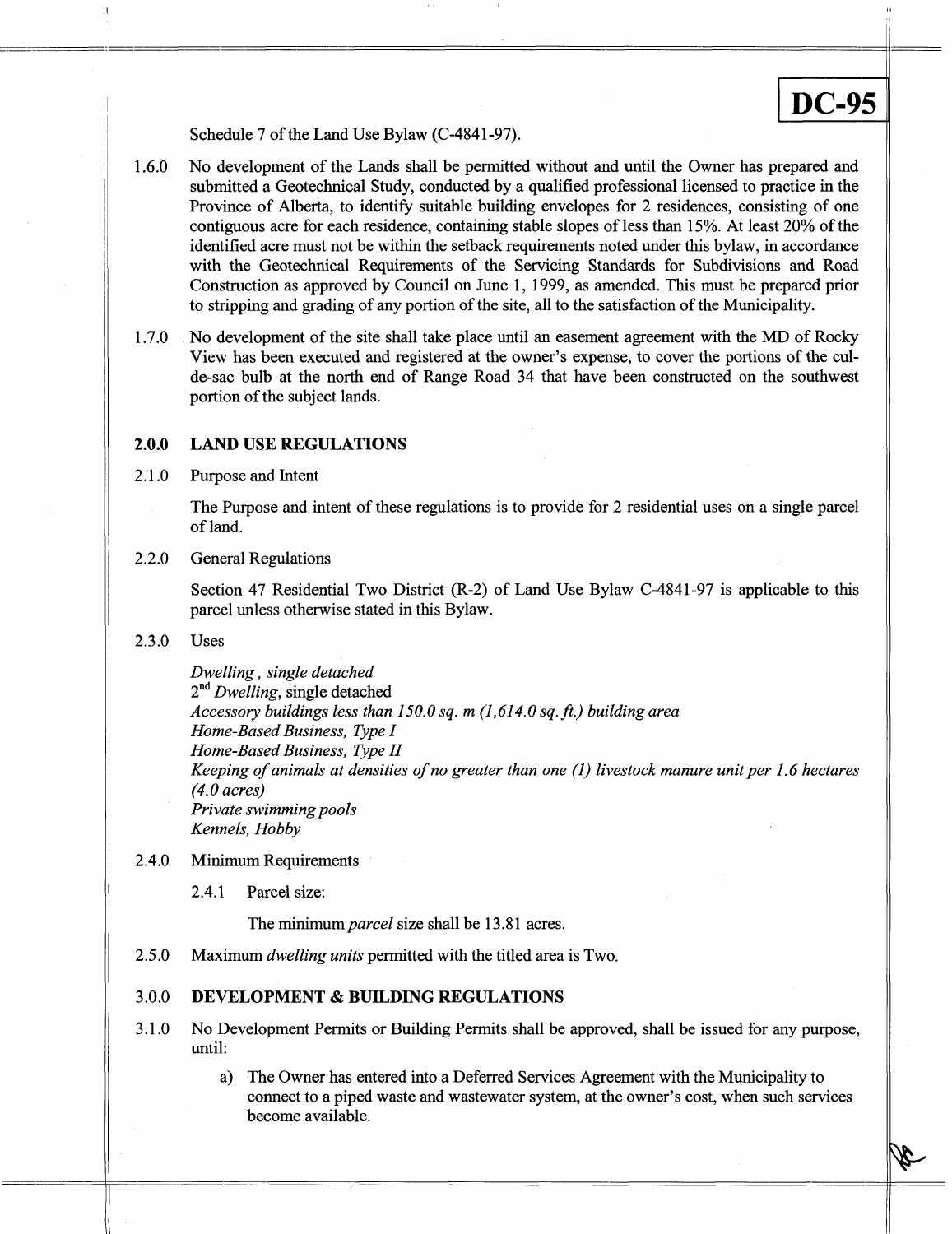**DC-95**

Schedule 7 of the Land Use Bylaw (C-4841-97).

1.6.0 No development of the Lands shall be permitted without and until the Owner has prepared and submitted a Geotechnical Study, conducted by a qualified professional licensed to practice in the Province of Alberta, to identify suitable building envelopes for 2 residences, consisting of one contiguous acre for each residence, containing stable slopes of less than 15%. At least 20% of the identified acre must not be within the setback requirements noted under this bylaw, in accordance with the Geotechnical Requirements of the Servicing Standards for Subdivisions and Road Construction as approved by Council on June 1, 1999, as amended. This must be prepared prior to stripping and grading of any portion of the site, all to the satisfaction of the Municipality.

1.7.0 No development of the site shall take place until an easement agreement with the MD of Rocky View has been executed and registered at the owner's expense, to cover the portions of the cul-de-sac bulb at the north end of Range Road 34 that have been constructed on the southwest portion of the subject lands.

## 2.0.0 LAND USE REGULATIONS

2.1.0 Purpose and Intent

The Purpose and intent of these regulations is to provide for 2 residential uses on a single parcel of land.

2.2.0 General Regulations

Section 47 Residential Two District (R-2) of Land Use Bylaw C-4841-97 is applicable to this parcel unless otherwise stated in this Bylaw.

2.3.0 Uses

*Dwelling , single detached*
2nd *Dwelling*, single detached
*Accessory buildings less than 150.0 sq. m (1,614.0 sq. ft.) building area*
*Home-Based Business, Type I*
*Home-Based Business, Type II*
*Keeping of animals at densities of no greater than one (1) livestock manure unit per 1.6 hectares (4.0 acres)*
*Private swimming pools*
*Kennels, Hobby*

2.4.0 Minimum Requirements

2.4.1 Parcel size:

The minimum *parcel* size shall be 13.81 acres.

2.5.0 Maximum *dwelling units* permitted with the titled area is Two.

## 3.0.0 DEVELOPMENT & BUILDING REGULATIONS

3.1.0 No Development Permits or Building Permits shall be approved, shall be issued for any purpose, until:

a) The Owner has entered into a Deferred Services Agreement with the Municipality to connect to a piped waste and wastewater system, at the owner's cost, when such services become available.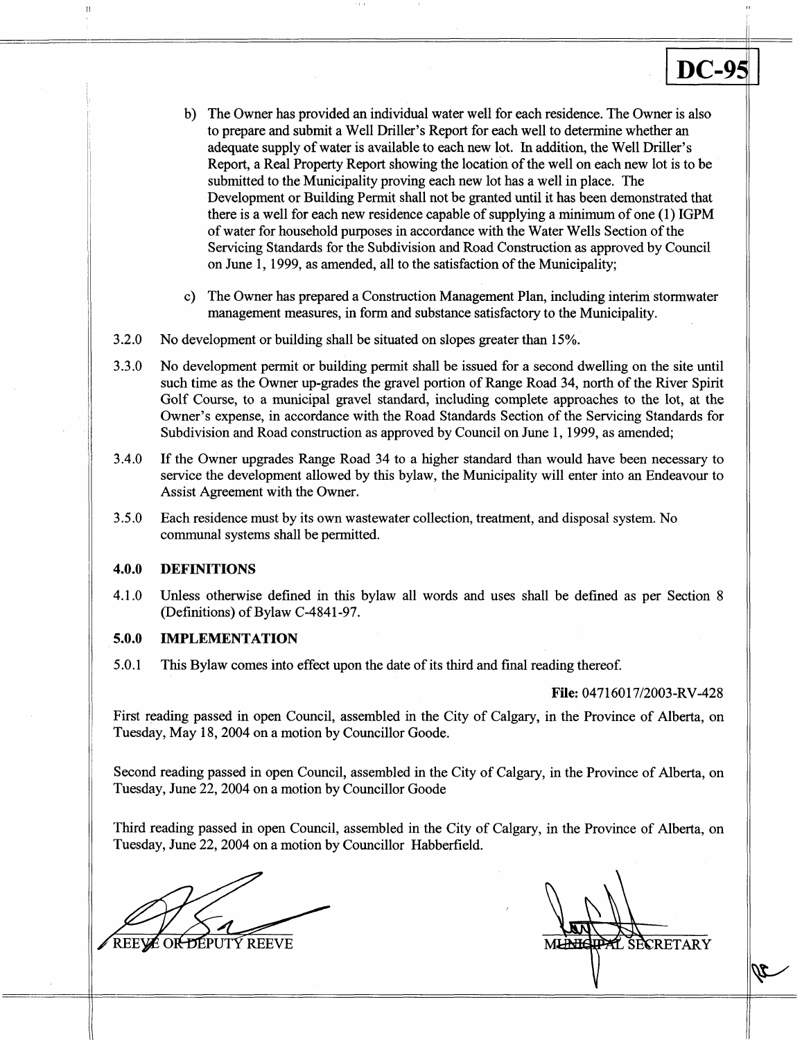**DC-95**

b) The Owner has provided an individual water well for each residence. The Owner is also to prepare and submit a Well Driller's Report for each well to determine whether an adequate supply of water is available to each new lot. In addition, the Well Driller's Report, a Real Property Report showing the location of the well on each new lot is to be submitted to the Municipality proving each new lot has a well in place. The Development or Building Permit shall not be granted until it has been demonstrated that there is a well for each new residence capable of supplying a minimum of one (1) IGPM of water for household purposes in accordance with the Water Wells Section of the Servicing Standards for the Subdivision and Road Construction as approved by Council on June 1, 1999, as amended, all to the satisfaction of the Municipality;

c) The Owner has prepared a Construction Management Plan, including interim stormwater management measures, in form and substance satisfactory to the Municipality.

3.2.0 No development or building shall be situated on slopes greater than 15%.

3.3.0 No development permit or building permit shall be issued for a second dwelling on the site until such time as the Owner up-grades the gravel portion of Range Road 34, north of the River Spirit Golf Course, to a municipal gravel standard, including complete approaches to the lot, at the Owner's expense, in accordance with the Road Standards Section of the Servicing Standards for Subdivision and Road construction as approved by Council on June 1, 1999, as amended;

3.4.0 If the Owner upgrades Range Road 34 to a higher standard than would have been necessary to service the development allowed by this bylaw, the Municipality will enter into an Endeavour to Assist Agreement with the Owner.

3.5.0 Each residence must by its own wastewater collection, treatment, and disposal system. No communal systems shall be permitted.

**4.0.0 DEFINITIONS**

4.1.0 Unless otherwise defined in this bylaw all words and uses shall be defined as per Section 8 (Definitions) of Bylaw C-4841-97.

**5.0.0 IMPLEMENTATION**

5.0.1 This Bylaw comes into effect upon the date of its third and final reading thereof.

**File:** 04716017/2003-RV-428

First reading passed in open Council, assembled in the City of Calgary, in the Province of Alberta, on Tuesday, May 18, 2004 on a motion by Councillor Goode.

Second reading passed in open Council, assembled in the City of Calgary, in the Province of Alberta, on Tuesday, June 22, 2004 on a motion by Councillor Goode

Third reading passed in open Council, assembled in the City of Calgary, in the Province of Alberta, on Tuesday, June 22, 2004 on a motion by Councillor Habberfield.

REEVE OR DEPUTY REEVE

MUNICIPAL SECRETARY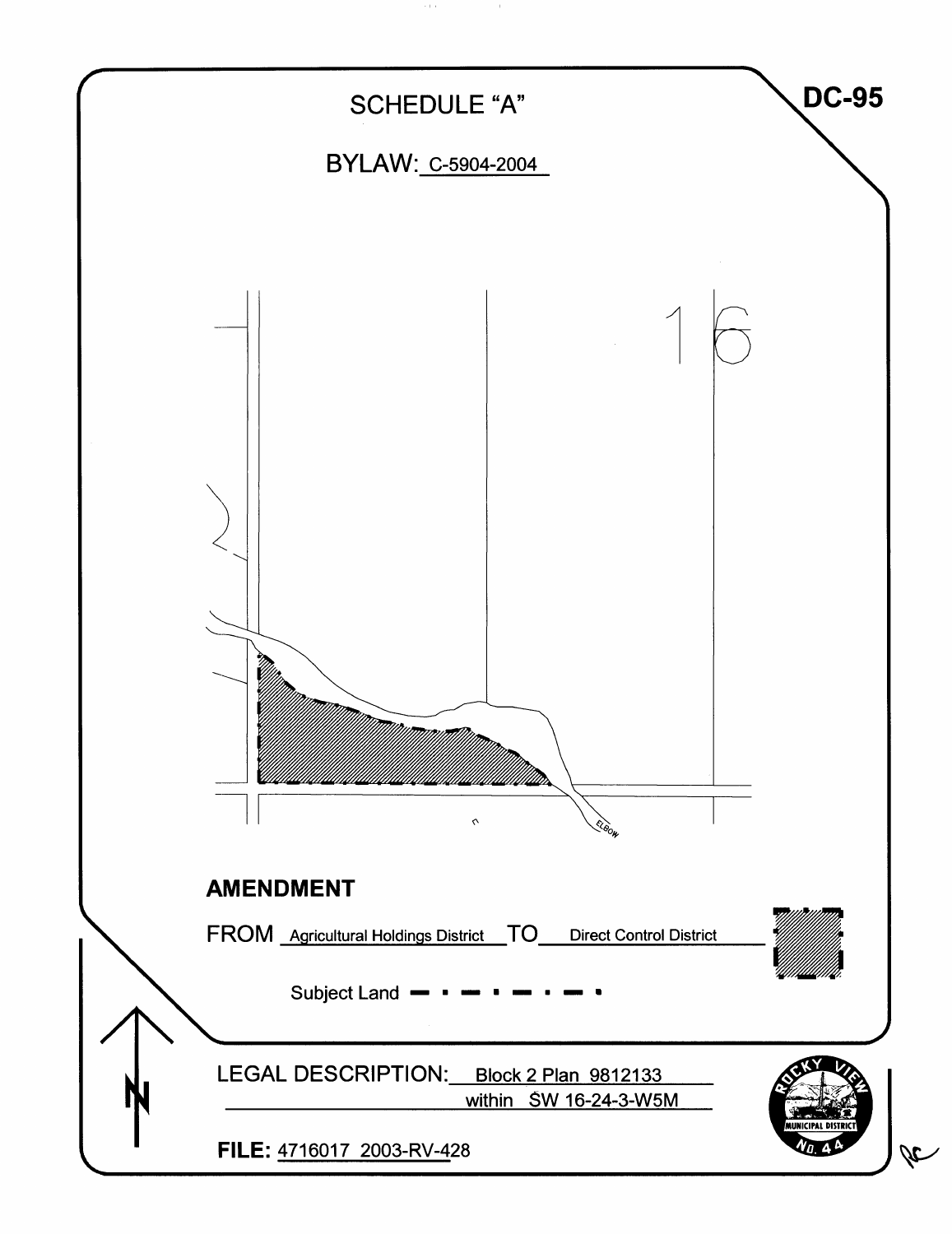# SCHEDULE "A"

**DC-95**

BYLAW: C-5904-2004

16

ELBOW

## AMENDMENT

FROM Agricultural Holdings District TO Direct Control District

Subject Land

LEGAL DESCRIPTION: Block 2 Plan 9812133 within SW 16-24-3-W5M

**FILE:** 4716017 2003-RV-428

ROCKY VIEW MUNICIPAL DISTRICT No. 44